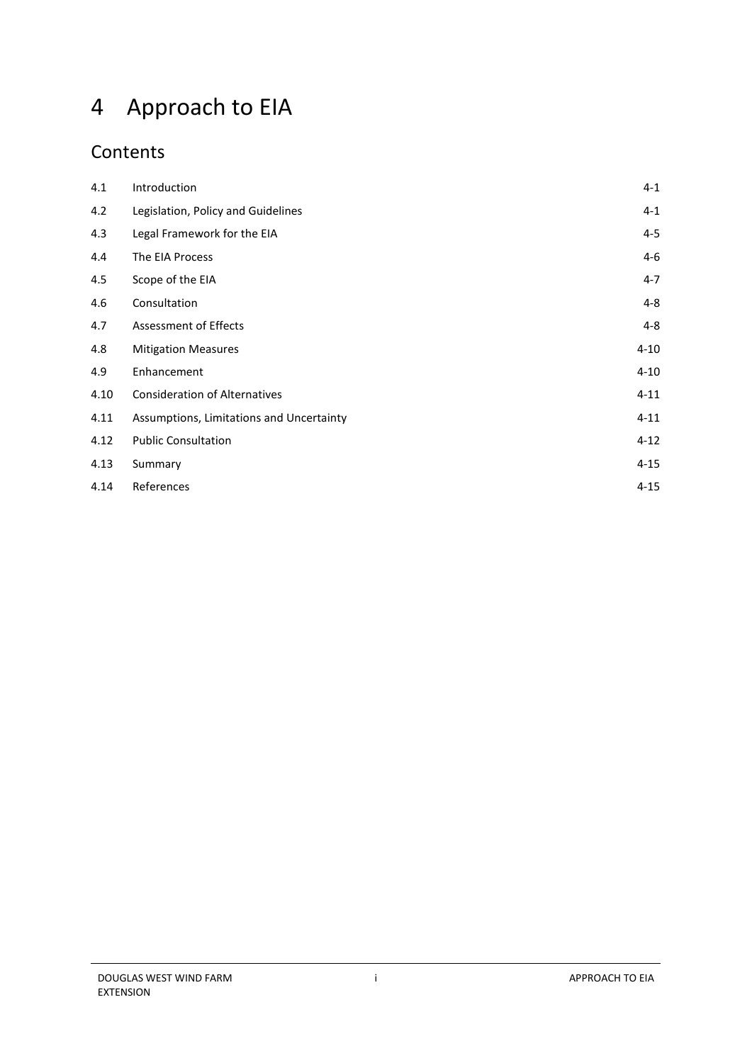# 4 Approach to EIA

## Contents

| | | |
|---|---|---|
| 4.1 | Introduction | 4-1 |
| 4.2 | Legislation, Policy and Guidelines | 4-1 |
| 4.3 | Legal Framework for the EIA | 4-5 |
| 4.4 | The EIA Process | 4-6 |
| 4.5 | Scope of the EIA | 4-7 |
| 4.6 | Consultation | 4-8 |
| 4.7 | Assessment of Effects | 4-8 |
| 4.8 | Mitigation Measures | 4-10 |
| 4.9 | Enhancement | 4-10 |
| 4.10 | Consideration of Alternatives | 4-11 |
| 4.11 | Assumptions, Limitations and Uncertainty | 4-11 |
| 4.12 | Public Consultation | 4-12 |
| 4.13 | Summary | 4-15 |
| 4.14 | References | 4-15 |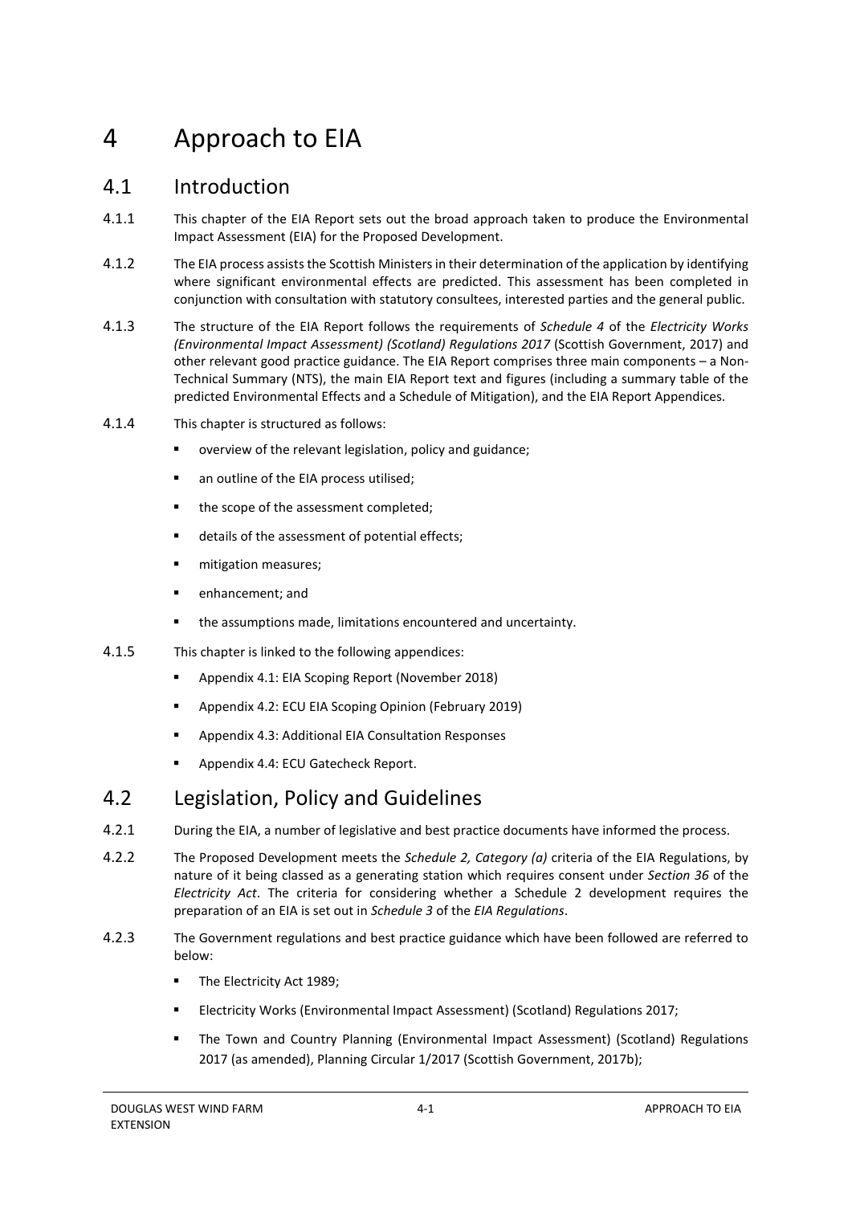# 4 Approach to EIA

## 4.1 Introduction

4.1.1 This chapter of the EIA Report sets out the broad approach taken to produce the Environmental Impact Assessment (EIA) for the Proposed Development.

4.1.2 The EIA process assists the Scottish Ministers in their determination of the application by identifying where significant environmental effects are predicted. This assessment has been completed in conjunction with consultation with statutory consultees, interested parties and the general public.

4.1.3 The structure of the EIA Report follows the requirements of *Schedule 4* of the *Electricity Works (Environmental Impact Assessment) (Scotland) Regulations 2017* (Scottish Government, 2017) and other relevant good practice guidance. The EIA Report comprises three main components – a Non-Technical Summary (NTS), the main EIA Report text and figures (including a summary table of the predicted Environmental Effects and a Schedule of Mitigation), and the EIA Report Appendices.

4.1.4 This chapter is structured as follows:

- overview of the relevant legislation, policy and guidance;
- an outline of the EIA process utilised;
- the scope of the assessment completed;
- details of the assessment of potential effects;
- mitigation measures;
- enhancement; and
- the assumptions made, limitations encountered and uncertainty.

4.1.5 This chapter is linked to the following appendices:

- Appendix 4.1: EIA Scoping Report (November 2018)
- Appendix 4.2: ECU EIA Scoping Opinion (February 2019)
- Appendix 4.3: Additional EIA Consultation Responses
- Appendix 4.4: ECU Gatecheck Report.

## 4.2 Legislation, Policy and Guidelines

4.2.1 During the EIA, a number of legislative and best practice documents have informed the process.

4.2.2 The Proposed Development meets the *Schedule 2, Category (a)* criteria of the EIA Regulations, by nature of it being classed as a generating station which requires consent under *Section 36* of the *Electricity Act*. The criteria for considering whether a Schedule 2 development requires the preparation of an EIA is set out in *Schedule 3* of the *EIA Regulations*.

4.2.3 The Government regulations and best practice guidance which have been followed are referred to below:

- The Electricity Act 1989;
- Electricity Works (Environmental Impact Assessment) (Scotland) Regulations 2017;
- The Town and Country Planning (Environmental Impact Assessment) (Scotland) Regulations 2017 (as amended), Planning Circular 1/2017 (Scottish Government, 2017b);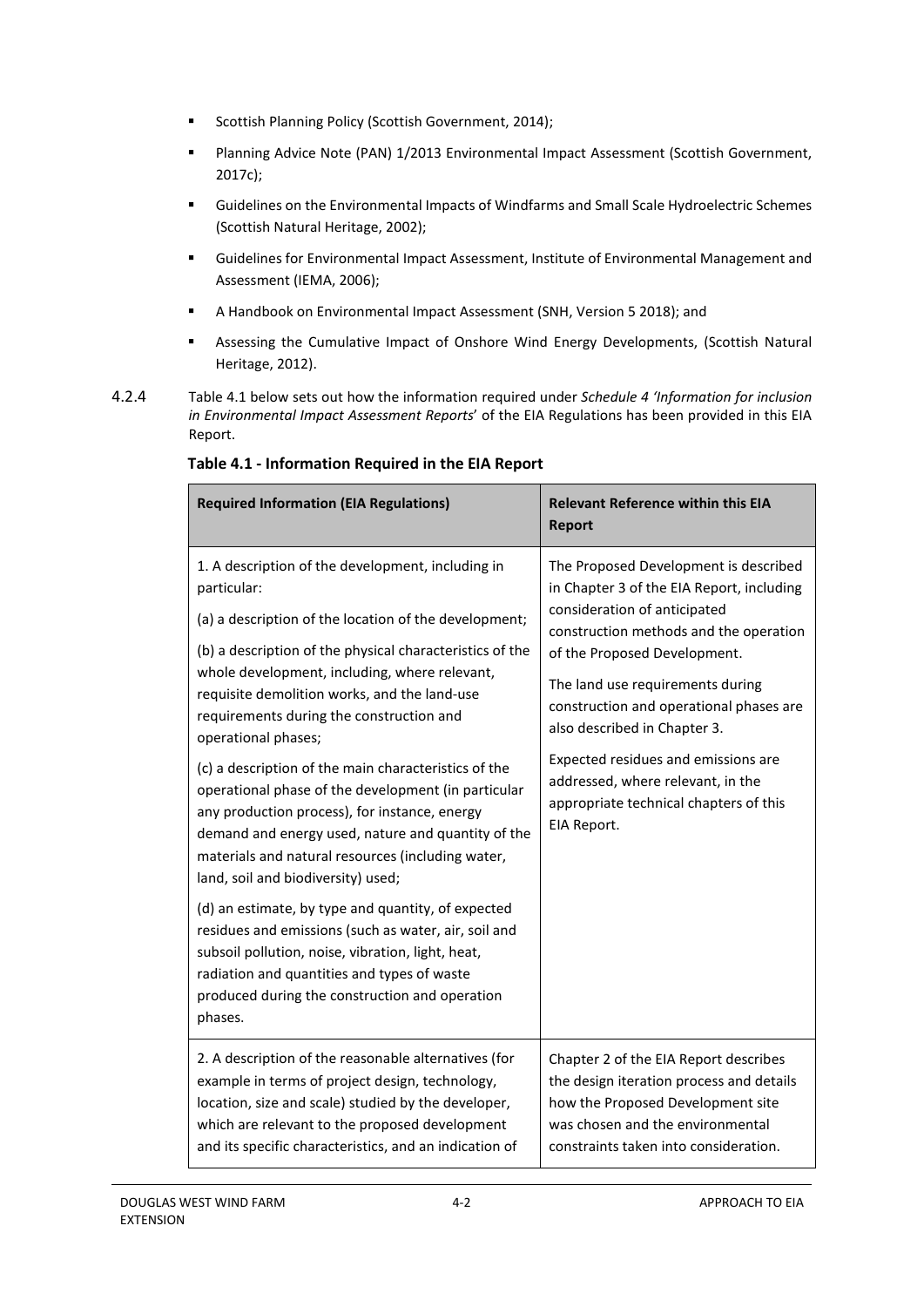- Scottish Planning Policy (Scottish Government, 2014);
- Planning Advice Note (PAN) 1/2013 Environmental Impact Assessment (Scottish Government, 2017c);
- Guidelines on the Environmental Impacts of Windfarms and Small Scale Hydroelectric Schemes (Scottish Natural Heritage, 2002);
- Guidelines for Environmental Impact Assessment, Institute of Environmental Management and Assessment (IEMA, 2006);
- A Handbook on Environmental Impact Assessment (SNH, Version 5 2018); and
- Assessing the Cumulative Impact of Onshore Wind Energy Developments, (Scottish Natural Heritage, 2012).

4.2.4 Table 4.1 below sets out how the information required under *Schedule 4 'Information for inclusion in Environmental Impact Assessment Reports*' of the EIA Regulations has been provided in this EIA Report.

**Table 4.1 - Information Required in the EIA Report**

| Required Information (EIA Regulations) | Relevant Reference within this EIA Report |
|---|---|
| 1. A description of the development, including in particular:<br><br>(a) a description of the location of the development;<br><br>(b) a description of the physical characteristics of the whole development, including, where relevant, requisite demolition works, and the land-use requirements during the construction and operational phases;<br><br>(c) a description of the main characteristics of the operational phase of the development (in particular any production process), for instance, energy demand and energy used, nature and quantity of the materials and natural resources (including water, land, soil and biodiversity) used;<br><br>(d) an estimate, by type and quantity, of expected residues and emissions (such as water, air, soil and subsoil pollution, noise, vibration, light, heat, radiation and quantities and types of waste produced during the construction and operation phases. | The Proposed Development is described in Chapter 3 of the EIA Report, including consideration of anticipated construction methods and the operation of the Proposed Development.<br><br>The land use requirements during construction and operational phases are also described in Chapter 3.<br><br>Expected residues and emissions are addressed, where relevant, in the appropriate technical chapters of this EIA Report. |
| 2. A description of the reasonable alternatives (for example in terms of project design, technology, location, size and scale) studied by the developer, which are relevant to the proposed development and its specific characteristics, and an indication of | Chapter 2 of the EIA Report describes the design iteration process and details how the Proposed Development site was chosen and the environmental constraints taken into consideration. |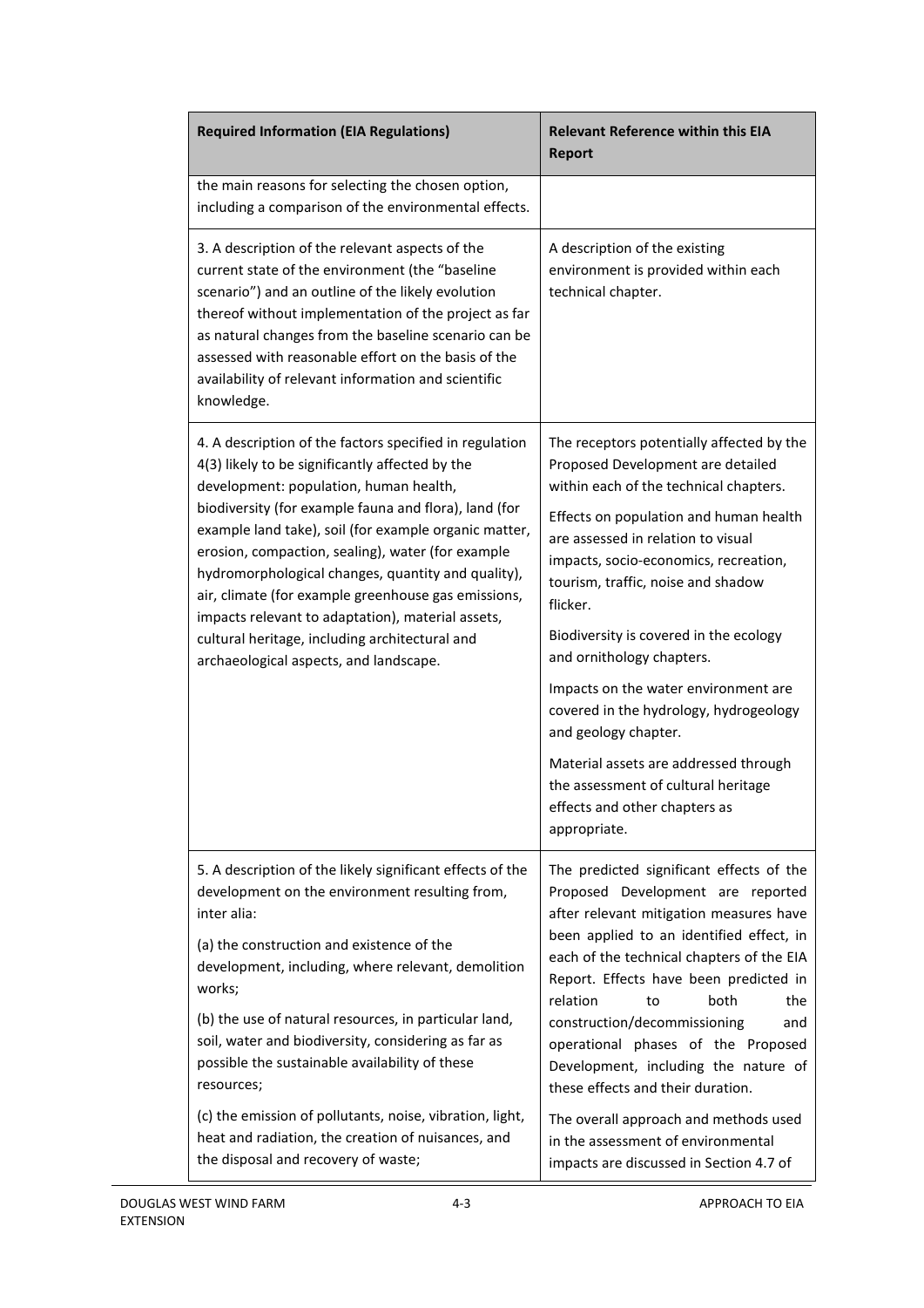| Required Information (EIA Regulations) | Relevant Reference within this EIA Report |
| --- | --- |
| the main reasons for selecting the chosen option, including a comparison of the environmental effects. | |
| 3. A description of the relevant aspects of the current state of the environment (the "baseline scenario") and an outline of the likely evolution thereof without implementation of the project as far as natural changes from the baseline scenario can be assessed with reasonable effort on the basis of the availability of relevant information and scientific knowledge. | A description of the existing environment is provided within each technical chapter. |
| 4. A description of the factors specified in regulation 4(3) likely to be significantly affected by the development: population, human health, biodiversity (for example fauna and flora), land (for example land take), soil (for example organic matter, erosion, compaction, sealing), water (for example hydromorphological changes, quantity and quality), air, climate (for example greenhouse gas emissions, impacts relevant to adaptation), material assets, cultural heritage, including architectural and archaeological aspects, and landscape. | The receptors potentially affected by the Proposed Development are detailed within each of the technical chapters.<br><br>Effects on population and human health are assessed in relation to visual impacts, socio-economics, recreation, tourism, traffic, noise and shadow flicker.<br><br>Biodiversity is covered in the ecology and ornithology chapters.<br><br>Impacts on the water environment are covered in the hydrology, hydrogeology and geology chapter.<br><br>Material assets are addressed through the assessment of cultural heritage effects and other chapters as appropriate. |
| 5. A description of the likely significant effects of the development on the environment resulting from, inter alia:<br><br>(a) the construction and existence of the development, including, where relevant, demolition works;<br><br>(b) the use of natural resources, in particular land, soil, water and biodiversity, considering as far as possible the sustainable availability of these resources;<br><br>(c) the emission of pollutants, noise, vibration, light, heat and radiation, the creation of nuisances, and the disposal and recovery of waste; | The predicted significant effects of the Proposed Development are reported after relevant mitigation measures have been applied to an identified effect, in each of the technical chapters of the EIA Report. Effects have been predicted in relation to both the construction/decommissioning and operational phases of the Proposed Development, including the nature of these effects and their duration.<br><br>The overall approach and methods used in the assessment of environmental impacts are discussed in Section 4.7 of |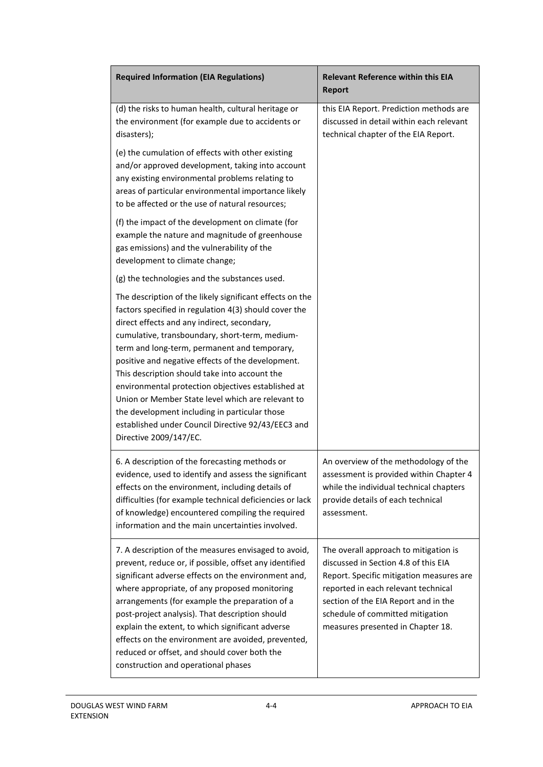| Required Information (EIA Regulations) | Relevant Reference within this EIA Report |
|---|---|
| (d) the risks to human health, cultural heritage or the environment (for example due to accidents or disasters);<br><br>(e) the cumulation of effects with other existing and/or approved development, taking into account any existing environmental problems relating to areas of particular environmental importance likely to be affected or the use of natural resources;<br><br>(f) the impact of the development on climate (for example the nature and magnitude of greenhouse gas emissions) and the vulnerability of the development to climate change;<br><br>(g) the technologies and the substances used.<br><br>The description of the likely significant effects on the factors specified in regulation 4(3) should cover the direct effects and any indirect, secondary, cumulative, transboundary, short-term, medium-term and long-term, permanent and temporary, positive and negative effects of the development. This description should take into account the environmental protection objectives established at Union or Member State level which are relevant to the development including in particular those established under Council Directive 92/43/EEC3 and Directive 2009/147/EC. | this EIA Report. Prediction methods are discussed in detail within each relevant technical chapter of the EIA Report. |
| 6. A description of the forecasting methods or evidence, used to identify and assess the significant effects on the environment, including details of difficulties (for example technical deficiencies or lack of knowledge) encountered compiling the required information and the main uncertainties involved. | An overview of the methodology of the assessment is provided within Chapter 4 while the individual technical chapters provide details of each technical assessment. |
| 7. A description of the measures envisaged to avoid, prevent, reduce or, if possible, offset any identified significant adverse effects on the environment and, where appropriate, of any proposed monitoring arrangements (for example the preparation of a post-project analysis). That description should explain the extent, to which significant adverse effects on the environment are avoided, prevented, reduced or offset, and should cover both the construction and operational phases | The overall approach to mitigation is discussed in Section 4.8 of this EIA Report. Specific mitigation measures are reported in each relevant technical section of the EIA Report and in the schedule of committed mitigation measures presented in Chapter 18. |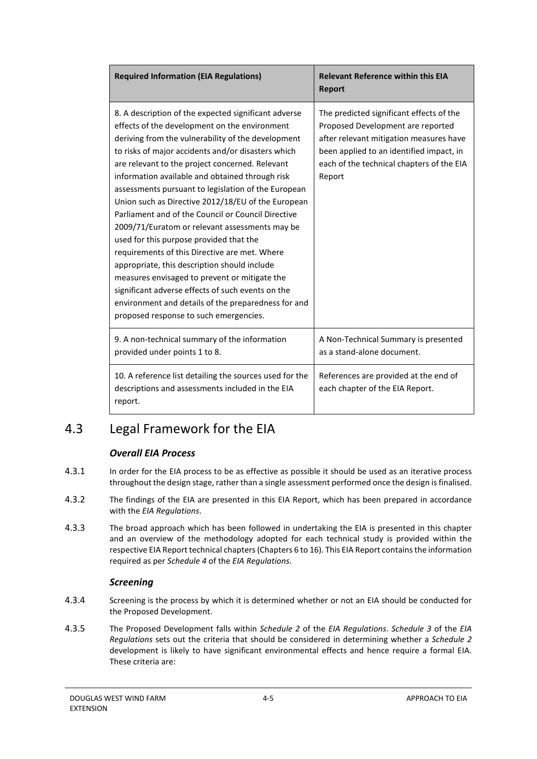| Required Information (EIA Regulations) | Relevant Reference within this EIA Report |
|---|---|
| 8. A description of the expected significant adverse effects of the development on the environment deriving from the vulnerability of the development to risks of major accidents and/or disasters which are relevant to the project concerned. Relevant information available and obtained through risk assessments pursuant to legislation of the European Union such as Directive 2012/18/EU of the European Parliament and of the Council or Council Directive 2009/71/Euratom or relevant assessments may be used for this purpose provided that the requirements of this Directive are met. Where appropriate, this description should include measures envisaged to prevent or mitigate the significant adverse effects of such events on the environment and details of the preparedness for and proposed response to such emergencies. | The predicted significant effects of the Proposed Development are reported after relevant mitigation measures have been applied to an identified impact, in each of the technical chapters of the EIA Report |
| 9. A non-technical summary of the information provided under points 1 to 8. | A Non-Technical Summary is presented as a stand-alone document. |
| 10. A reference list detailing the sources used for the descriptions and assessments included in the EIA report. | References are provided at the end of each chapter of the EIA Report. |

## 4.3 Legal Framework for the EIA

### *Overall EIA Process*

4.3.1 In order for the EIA process to be as effective as possible it should be used as an iterative process throughout the design stage, rather than a single assessment performed once the design is finalised.

4.3.2 The findings of the EIA are presented in this EIA Report, which has been prepared in accordance with the *EIA Regulations*.

4.3.3 The broad approach which has been followed in undertaking the EIA is presented in this chapter and an overview of the methodology adopted for each technical study is provided within the respective EIA Report technical chapters (Chapters 6 to 16). This EIA Report contains the information required as per *Schedule 4* of the *EIA Regulations*.

### *Screening*

4.3.4 Screening is the process by which it is determined whether or not an EIA should be conducted for the Proposed Development.

4.3.5 The Proposed Development falls within *Schedule 2* of the *EIA Regulations*. *Schedule 3* of the *EIA Regulations* sets out the criteria that should be considered in determining whether a *Schedule 2* development is likely to have significant environmental effects and hence require a formal EIA. These criteria are: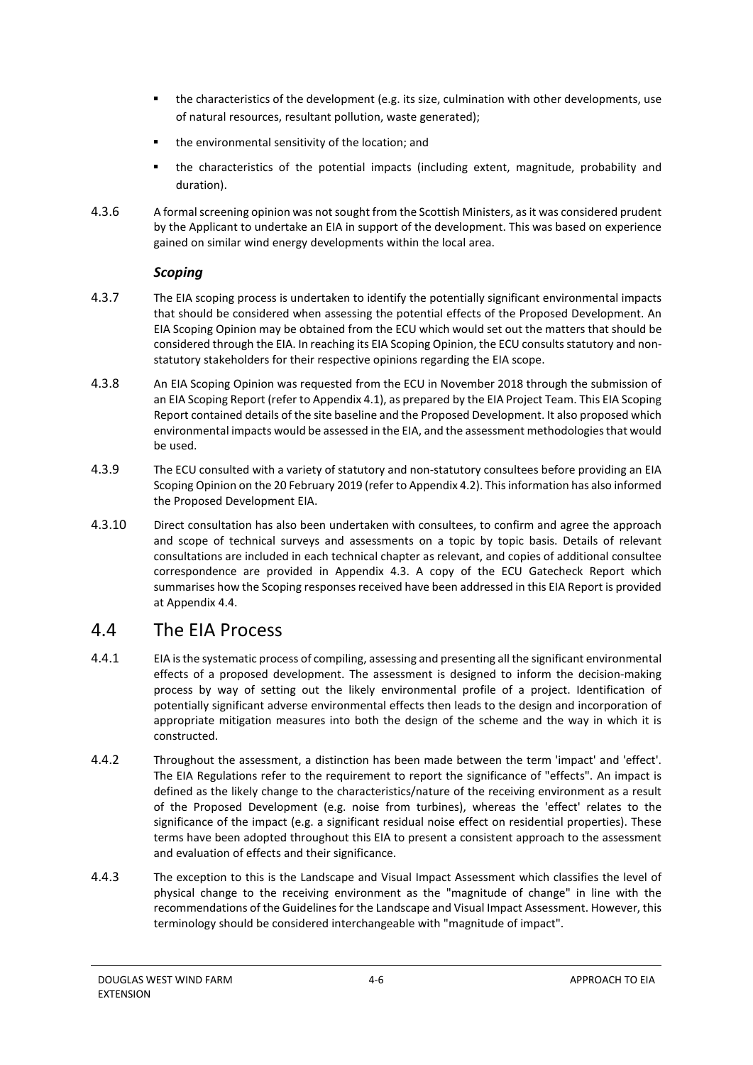- the characteristics of the development (e.g. its size, culmination with other developments, use of natural resources, resultant pollution, waste generated);
- the environmental sensitivity of the location; and
- the characteristics of the potential impacts (including extent, magnitude, probability and duration).

4.3.6 A formal screening opinion was not sought from the Scottish Ministers, as it was considered prudent by the Applicant to undertake an EIA in support of the development. This was based on experience gained on similar wind energy developments within the local area.

### *Scoping*

4.3.7 The EIA scoping process is undertaken to identify the potentially significant environmental impacts that should be considered when assessing the potential effects of the Proposed Development. An EIA Scoping Opinion may be obtained from the ECU which would set out the matters that should be considered through the EIA. In reaching its EIA Scoping Opinion, the ECU consults statutory and non-statutory stakeholders for their respective opinions regarding the EIA scope.

4.3.8 An EIA Scoping Opinion was requested from the ECU in November 2018 through the submission of an EIA Scoping Report (refer to Appendix 4.1), as prepared by the EIA Project Team. This EIA Scoping Report contained details of the site baseline and the Proposed Development. It also proposed which environmental impacts would be assessed in the EIA, and the assessment methodologies that would be used.

4.3.9 The ECU consulted with a variety of statutory and non-statutory consultees before providing an EIA Scoping Opinion on the 20 February 2019 (refer to Appendix 4.2). This information has also informed the Proposed Development EIA.

4.3.10 Direct consultation has also been undertaken with consultees, to confirm and agree the approach and scope of technical surveys and assessments on a topic by topic basis. Details of relevant consultations are included in each technical chapter as relevant, and copies of additional consultee correspondence are provided in Appendix 4.3. A copy of the ECU Gatecheck Report which summarises how the Scoping responses received have been addressed in this EIA Report is provided at Appendix 4.4.

## 4.4 The EIA Process

4.4.1 EIA is the systematic process of compiling, assessing and presenting all the significant environmental effects of a proposed development. The assessment is designed to inform the decision-making process by way of setting out the likely environmental profile of a project. Identification of potentially significant adverse environmental effects then leads to the design and incorporation of appropriate mitigation measures into both the design of the scheme and the way in which it is constructed.

4.4.2 Throughout the assessment, a distinction has been made between the term 'impact' and 'effect'. The EIA Regulations refer to the requirement to report the significance of "effects". An impact is defined as the likely change to the characteristics/nature of the receiving environment as a result of the Proposed Development (e.g. noise from turbines), whereas the 'effect' relates to the significance of the impact (e.g. a significant residual noise effect on residential properties). These terms have been adopted throughout this EIA to present a consistent approach to the assessment and evaluation of effects and their significance.

4.4.3 The exception to this is the Landscape and Visual Impact Assessment which classifies the level of physical change to the receiving environment as the "magnitude of change" in line with the recommendations of the Guidelines for the Landscape and Visual Impact Assessment. However, this terminology should be considered interchangeable with "magnitude of impact".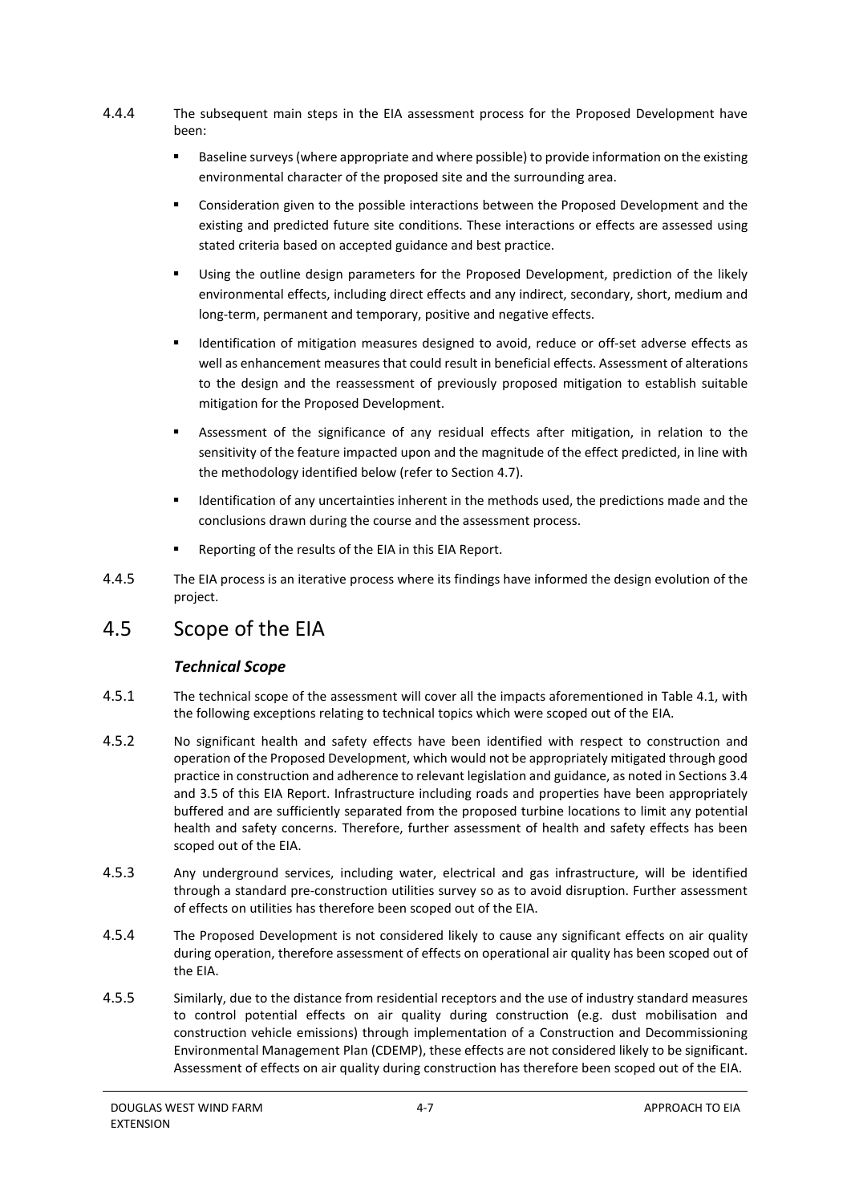4.4.4 The subsequent main steps in the EIA assessment process for the Proposed Development have been:

- Baseline surveys (where appropriate and where possible) to provide information on the existing environmental character of the proposed site and the surrounding area.
- Consideration given to the possible interactions between the Proposed Development and the existing and predicted future site conditions. These interactions or effects are assessed using stated criteria based on accepted guidance and best practice.
- Using the outline design parameters for the Proposed Development, prediction of the likely environmental effects, including direct effects and any indirect, secondary, short, medium and long-term, permanent and temporary, positive and negative effects.
- Identification of mitigation measures designed to avoid, reduce or off-set adverse effects as well as enhancement measures that could result in beneficial effects. Assessment of alterations to the design and the reassessment of previously proposed mitigation to establish suitable mitigation for the Proposed Development.
- Assessment of the significance of any residual effects after mitigation, in relation to the sensitivity of the feature impacted upon and the magnitude of the effect predicted, in line with the methodology identified below (refer to Section 4.7).
- Identification of any uncertainties inherent in the methods used, the predictions made and the conclusions drawn during the course and the assessment process.
- Reporting of the results of the EIA in this EIA Report.

4.4.5 The EIA process is an iterative process where its findings have informed the design evolution of the project.

## 4.5 Scope of the EIA

### *Technical Scope*

4.5.1 The technical scope of the assessment will cover all the impacts aforementioned in Table 4.1, with the following exceptions relating to technical topics which were scoped out of the EIA.

4.5.2 No significant health and safety effects have been identified with respect to construction and operation of the Proposed Development, which would not be appropriately mitigated through good practice in construction and adherence to relevant legislation and guidance, as noted in Sections 3.4 and 3.5 of this EIA Report. Infrastructure including roads and properties have been appropriately buffered and are sufficiently separated from the proposed turbine locations to limit any potential health and safety concerns. Therefore, further assessment of health and safety effects has been scoped out of the EIA.

4.5.3 Any underground services, including water, electrical and gas infrastructure, will be identified through a standard pre-construction utilities survey so as to avoid disruption. Further assessment of effects on utilities has therefore been scoped out of the EIA.

4.5.4 The Proposed Development is not considered likely to cause any significant effects on air quality during operation, therefore assessment of effects on operational air quality has been scoped out of the EIA.

4.5.5 Similarly, due to the distance from residential receptors and the use of industry standard measures to control potential effects on air quality during construction (e.g. dust mobilisation and construction vehicle emissions) through implementation of a Construction and Decommissioning Environmental Management Plan (CDEMP), these effects are not considered likely to be significant. Assessment of effects on air quality during construction has therefore been scoped out of the EIA.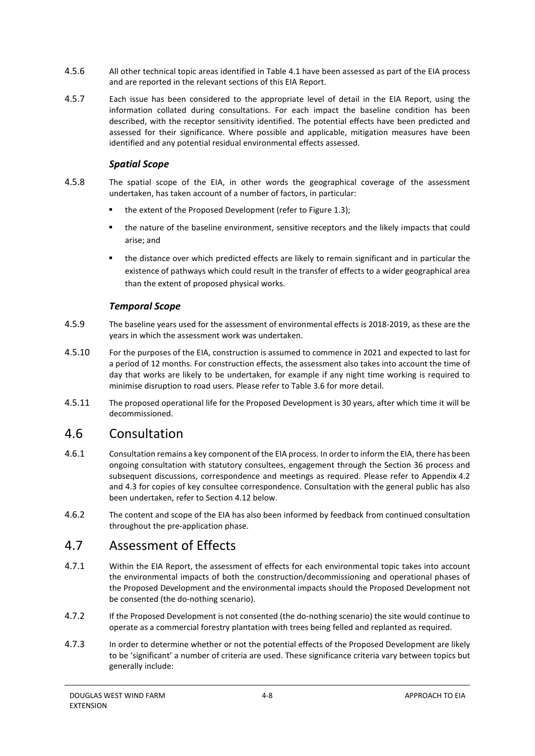4.5.6 All other technical topic areas identified in Table 4.1 have been assessed as part of the EIA process and are reported in the relevant sections of this EIA Report.

4.5.7 Each issue has been considered to the appropriate level of detail in the EIA Report, using the information collated during consultations. For each impact the baseline condition has been described, with the receptor sensitivity identified. The potential effects have been predicted and assessed for their significance. Where possible and applicable, mitigation measures have been identified and any potential residual environmental effects assessed.

### *Spatial Scope*

4.5.8 The spatial scope of the EIA, in other words the geographical coverage of the assessment undertaken, has taken account of a number of factors, in particular:

- the extent of the Proposed Development (refer to Figure 1.3);
- the nature of the baseline environment, sensitive receptors and the likely impacts that could arise; and
- the distance over which predicted effects are likely to remain significant and in particular the existence of pathways which could result in the transfer of effects to a wider geographical area than the extent of proposed physical works.

### *Temporal Scope*

4.5.9 The baseline years used for the assessment of environmental effects is 2018-2019, as these are the years in which the assessment work was undertaken.

4.5.10 For the purposes of the EIA, construction is assumed to commence in 2021 and expected to last for a period of 12 months. For construction effects, the assessment also takes into account the time of day that works are likely to be undertaken, for example if any night time working is required to minimise disruption to road users. Please refer to Table 3.6 for more detail.

4.5.11 The proposed operational life for the Proposed Development is 30 years, after which time it will be decommissioned.

## 4.6 Consultation

4.6.1 Consultation remains a key component of the EIA process. In order to inform the EIA, there has been ongoing consultation with statutory consultees, engagement through the Section 36 process and subsequent discussions, correspondence and meetings as required. Please refer to Appendix 4.2 and 4.3 for copies of key consultee correspondence. Consultation with the general public has also been undertaken, refer to Section 4.12 below.

4.6.2 The content and scope of the EIA has also been informed by feedback from continued consultation throughout the pre-application phase.

## 4.7 Assessment of Effects

4.7.1 Within the EIA Report, the assessment of effects for each environmental topic takes into account the environmental impacts of both the construction/decommissioning and operational phases of the Proposed Development and the environmental impacts should the Proposed Development not be consented (the do-nothing scenario).

4.7.2 If the Proposed Development is not consented (the do-nothing scenario) the site would continue to operate as a commercial forestry plantation with trees being felled and replanted as required.

4.7.3 In order to determine whether or not the potential effects of the Proposed Development are likely to be 'significant' a number of criteria are used. These significance criteria vary between topics but generally include: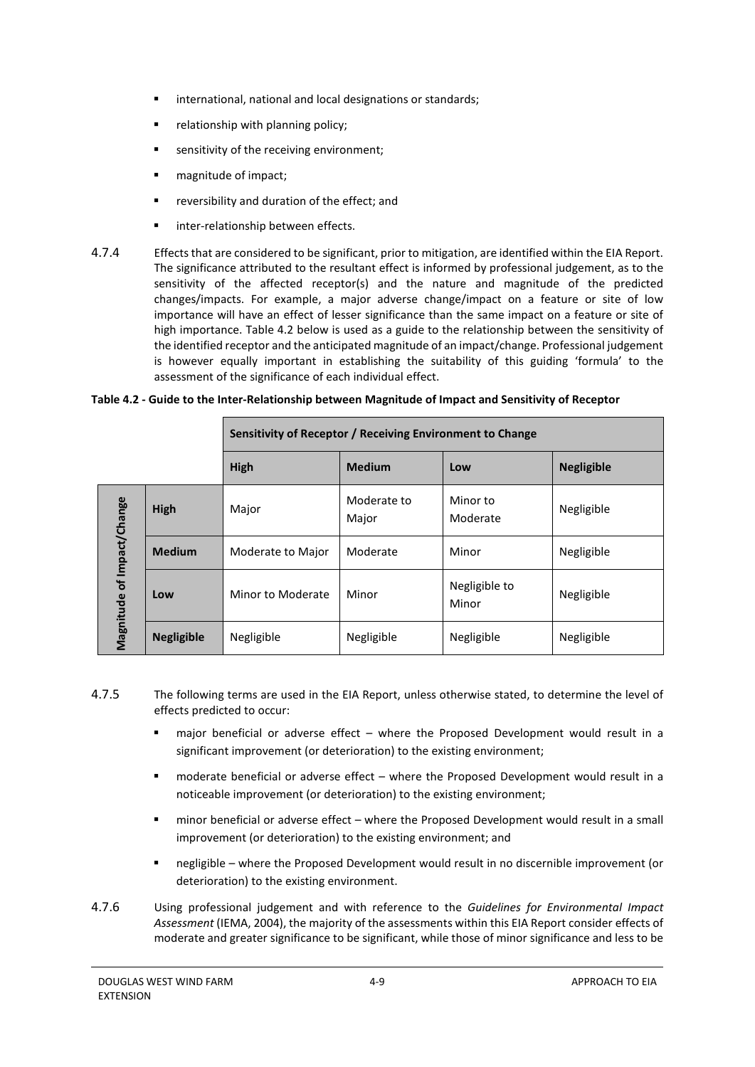- international, national and local designations or standards;
- relationship with planning policy;
- sensitivity of the receiving environment;
- magnitude of impact;
- reversibility and duration of the effect; and
- inter-relationship between effects.

4.7.4 Effects that are considered to be significant, prior to mitigation, are identified within the EIA Report. The significance attributed to the resultant effect is informed by professional judgement, as to the sensitivity of the affected receptor(s) and the nature and magnitude of the predicted changes/impacts. For example, a major adverse change/impact on a feature or site of low importance will have an effect of lesser significance than the same impact on a feature or site of high importance. Table 4.2 below is used as a guide to the relationship between the sensitivity of the identified receptor and the anticipated magnitude of an impact/change. Professional judgement is however equally important in establishing the suitability of this guiding 'formula' to the assessment of the significance of each individual effect.

**Table 4.2 - Guide to the Inter-Relationship between Magnitude of Impact and Sensitivity of Receptor**

| | | **Sensitivity of Receptor / Receiving Environment to Change** | | | |
|---|---|---|---|---|---|
| | | **High** | **Medium** | **Low** | **Negligible** |
| **Magnitude of Impact/Change** | **High** | Major | Moderate to Major | Minor to Moderate | Negligible |
| | **Medium** | Moderate to Major | Moderate | Minor | Negligible |
| | **Low** | Minor to Moderate | Minor | Negligible to Minor | Negligible |
| | **Negligible** | Negligible | Negligible | Negligible | Negligible |

4.7.5 The following terms are used in the EIA Report, unless otherwise stated, to determine the level of effects predicted to occur:

- major beneficial or adverse effect – where the Proposed Development would result in a significant improvement (or deterioration) to the existing environment;
- moderate beneficial or adverse effect – where the Proposed Development would result in a noticeable improvement (or deterioration) to the existing environment;
- minor beneficial or adverse effect – where the Proposed Development would result in a small improvement (or deterioration) to the existing environment; and
- negligible – where the Proposed Development would result in no discernible improvement (or deterioration) to the existing environment.

4.7.6 Using professional judgement and with reference to the *Guidelines for Environmental Impact Assessment* (IEMA, 2004), the majority of the assessments within this EIA Report consider effects of moderate and greater significance to be significant, while those of minor significance and less to be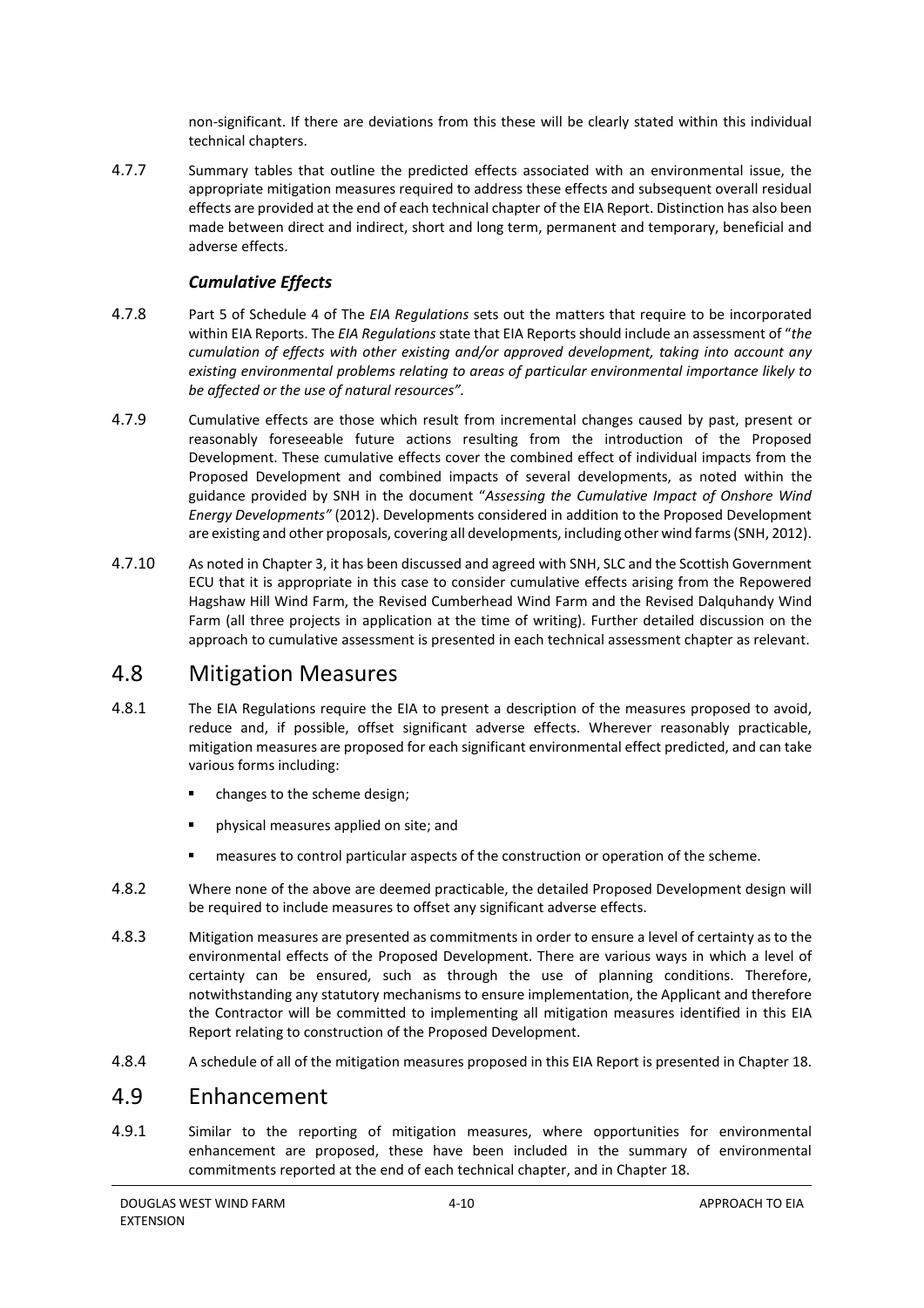non-significant. If there are deviations from this these will be clearly stated within this individual technical chapters.

4.7.7 Summary tables that outline the predicted effects associated with an environmental issue, the appropriate mitigation measures required to address these effects and subsequent overall residual effects are provided at the end of each technical chapter of the EIA Report. Distinction has also been made between direct and indirect, short and long term, permanent and temporary, beneficial and adverse effects.

### *Cumulative Effects*

4.7.8 Part 5 of Schedule 4 of The *EIA Regulations* sets out the matters that require to be incorporated within EIA Reports. The *EIA Regulations* state that EIA Reports should include an assessment of "*the cumulation of effects with other existing and/or approved development, taking into account any existing environmental problems relating to areas of particular environmental importance likely to be affected or the use of natural resources"*.

4.7.9 Cumulative effects are those which result from incremental changes caused by past, present or reasonably foreseeable future actions resulting from the introduction of the Proposed Development. These cumulative effects cover the combined effect of individual impacts from the Proposed Development and combined impacts of several developments, as noted within the guidance provided by SNH in the document "*Assessing the Cumulative Impact of Onshore Wind Energy Developments"* (2012). Developments considered in addition to the Proposed Development are existing and other proposals, covering all developments, including other wind farms (SNH, 2012).

4.7.10 As noted in Chapter 3, it has been discussed and agreed with SNH, SLC and the Scottish Government ECU that it is appropriate in this case to consider cumulative effects arising from the Repowered Hagshaw Hill Wind Farm, the Revised Cumberhead Wind Farm and the Revised Dalquhandy Wind Farm (all three projects in application at the time of writing). Further detailed discussion on the approach to cumulative assessment is presented in each technical assessment chapter as relevant.

## 4.8 Mitigation Measures

4.8.1 The EIA Regulations require the EIA to present a description of the measures proposed to avoid, reduce and, if possible, offset significant adverse effects. Wherever reasonably practicable, mitigation measures are proposed for each significant environmental effect predicted, and can take various forms including:

- changes to the scheme design;
- physical measures applied on site; and
- measures to control particular aspects of the construction or operation of the scheme.

4.8.2 Where none of the above are deemed practicable, the detailed Proposed Development design will be required to include measures to offset any significant adverse effects.

4.8.3 Mitigation measures are presented as commitments in order to ensure a level of certainty as to the environmental effects of the Proposed Development. There are various ways in which a level of certainty can be ensured, such as through the use of planning conditions. Therefore, notwithstanding any statutory mechanisms to ensure implementation, the Applicant and therefore the Contractor will be committed to implementing all mitigation measures identified in this EIA Report relating to construction of the Proposed Development.

4.8.4 A schedule of all of the mitigation measures proposed in this EIA Report is presented in Chapter 18.

## 4.9 Enhancement

4.9.1 Similar to the reporting of mitigation measures, where opportunities for environmental enhancement are proposed, these have been included in the summary of environmental commitments reported at the end of each technical chapter, and in Chapter 18.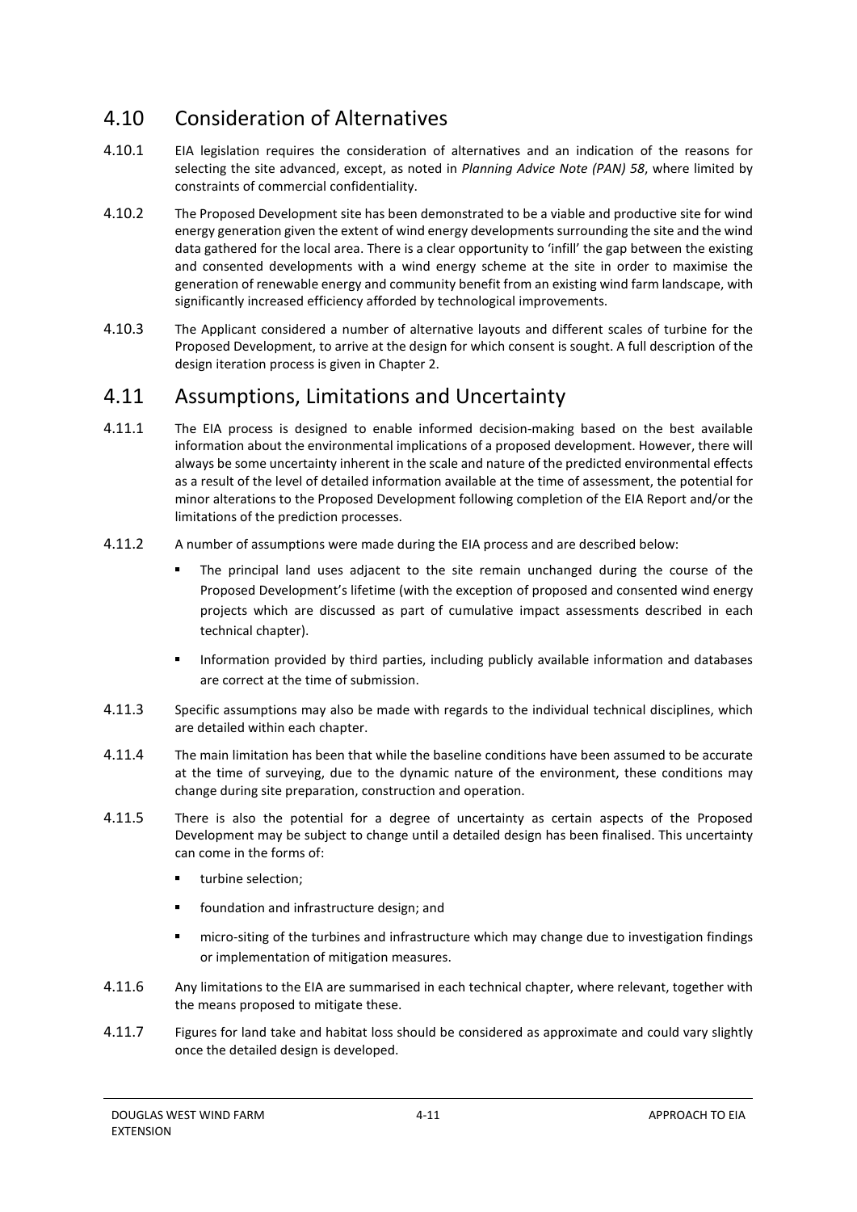## 4.10 Consideration of Alternatives

4.10.1 EIA legislation requires the consideration of alternatives and an indication of the reasons for selecting the site advanced, except, as noted in *Planning Advice Note (PAN) 58*, where limited by constraints of commercial confidentiality.

4.10.2 The Proposed Development site has been demonstrated to be a viable and productive site for wind energy generation given the extent of wind energy developments surrounding the site and the wind data gathered for the local area. There is a clear opportunity to 'infill' the gap between the existing and consented developments with a wind energy scheme at the site in order to maximise the generation of renewable energy and community benefit from an existing wind farm landscape, with significantly increased efficiency afforded by technological improvements.

4.10.3 The Applicant considered a number of alternative layouts and different scales of turbine for the Proposed Development, to arrive at the design for which consent is sought. A full description of the design iteration process is given in Chapter 2.

## 4.11 Assumptions, Limitations and Uncertainty

4.11.1 The EIA process is designed to enable informed decision-making based on the best available information about the environmental implications of a proposed development. However, there will always be some uncertainty inherent in the scale and nature of the predicted environmental effects as a result of the level of detailed information available at the time of assessment, the potential for minor alterations to the Proposed Development following completion of the EIA Report and/or the limitations of the prediction processes.

4.11.2 A number of assumptions were made during the EIA process and are described below:

- The principal land uses adjacent to the site remain unchanged during the course of the Proposed Development's lifetime (with the exception of proposed and consented wind energy projects which are discussed as part of cumulative impact assessments described in each technical chapter).
- Information provided by third parties, including publicly available information and databases are correct at the time of submission.

4.11.3 Specific assumptions may also be made with regards to the individual technical disciplines, which are detailed within each chapter.

4.11.4 The main limitation has been that while the baseline conditions have been assumed to be accurate at the time of surveying, due to the dynamic nature of the environment, these conditions may change during site preparation, construction and operation.

4.11.5 There is also the potential for a degree of uncertainty as certain aspects of the Proposed Development may be subject to change until a detailed design has been finalised. This uncertainty can come in the forms of:

- turbine selection;
- foundation and infrastructure design; and
- micro-siting of the turbines and infrastructure which may change due to investigation findings or implementation of mitigation measures.

4.11.6 Any limitations to the EIA are summarised in each technical chapter, where relevant, together with the means proposed to mitigate these.

4.11.7 Figures for land take and habitat loss should be considered as approximate and could vary slightly once the detailed design is developed.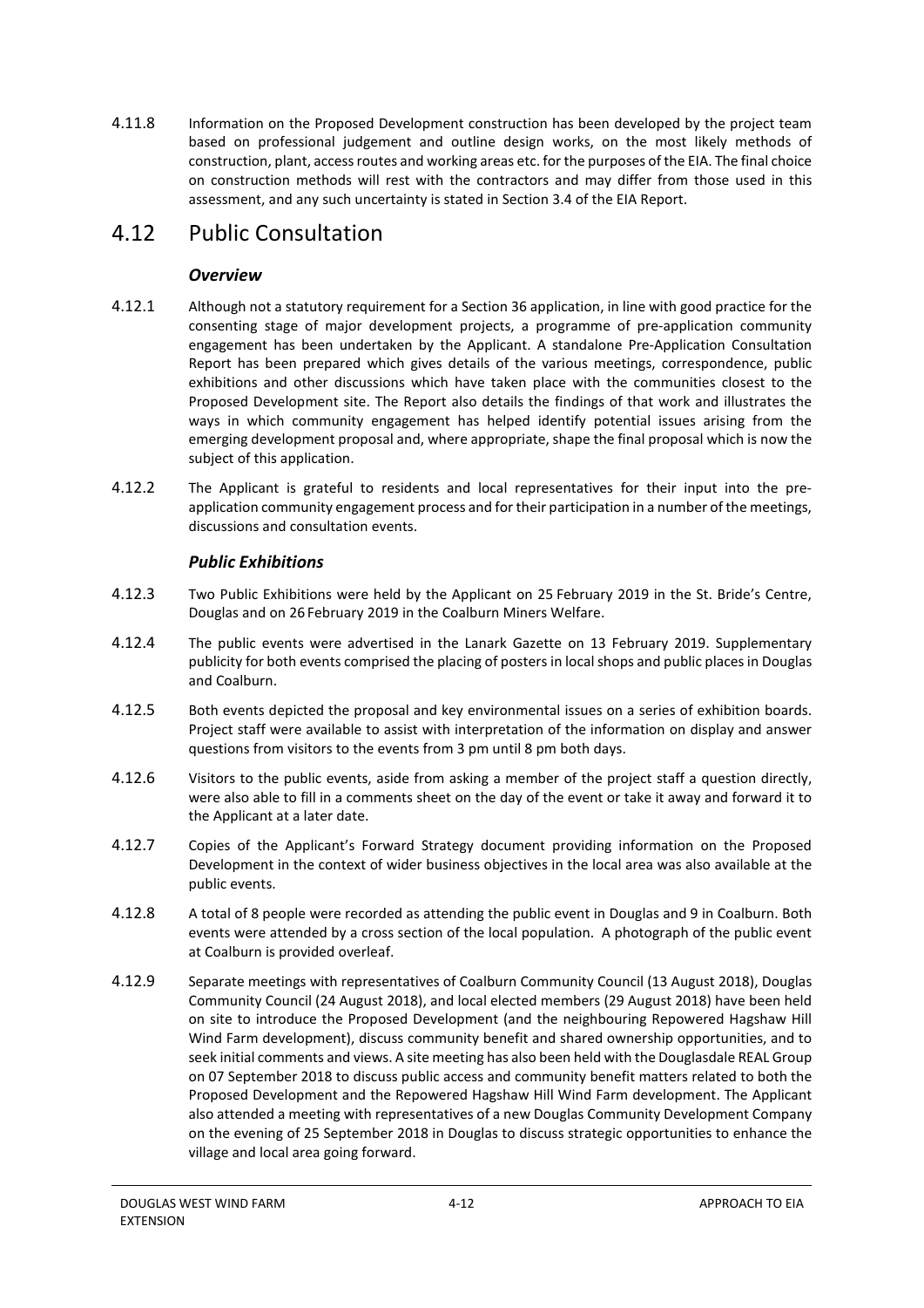4.11.8 Information on the Proposed Development construction has been developed by the project team based on professional judgement and outline design works, on the most likely methods of construction, plant, access routes and working areas etc. for the purposes of the EIA. The final choice on construction methods will rest with the contractors and may differ from those used in this assessment, and any such uncertainty is stated in Section 3.4 of the EIA Report.

## 4.12 Public Consultation

### *Overview*

4.12.1 Although not a statutory requirement for a Section 36 application, in line with good practice for the consenting stage of major development projects, a programme of pre-application community engagement has been undertaken by the Applicant. A standalone Pre-Application Consultation Report has been prepared which gives details of the various meetings, correspondence, public exhibitions and other discussions which have taken place with the communities closest to the Proposed Development site. The Report also details the findings of that work and illustrates the ways in which community engagement has helped identify potential issues arising from the emerging development proposal and, where appropriate, shape the final proposal which is now the subject of this application.

4.12.2 The Applicant is grateful to residents and local representatives for their input into the pre-application community engagement process and for their participation in a number of the meetings, discussions and consultation events.

### *Public Exhibitions*

4.12.3 Two Public Exhibitions were held by the Applicant on 25 February 2019 in the St. Bride's Centre, Douglas and on 26 February 2019 in the Coalburn Miners Welfare.

4.12.4 The public events were advertised in the Lanark Gazette on 13 February 2019. Supplementary publicity for both events comprised the placing of posters in local shops and public places in Douglas and Coalburn.

4.12.5 Both events depicted the proposal and key environmental issues on a series of exhibition boards. Project staff were available to assist with interpretation of the information on display and answer questions from visitors to the events from 3 pm until 8 pm both days.

4.12.6 Visitors to the public events, aside from asking a member of the project staff a question directly, were also able to fill in a comments sheet on the day of the event or take it away and forward it to the Applicant at a later date.

4.12.7 Copies of the Applicant's Forward Strategy document providing information on the Proposed Development in the context of wider business objectives in the local area was also available at the public events.

4.12.8 A total of 8 people were recorded as attending the public event in Douglas and 9 in Coalburn. Both events were attended by a cross section of the local population. A photograph of the public event at Coalburn is provided overleaf.

4.12.9 Separate meetings with representatives of Coalburn Community Council (13 August 2018), Douglas Community Council (24 August 2018), and local elected members (29 August 2018) have been held on site to introduce the Proposed Development (and the neighbouring Repowered Hagshaw Hill Wind Farm development), discuss community benefit and shared ownership opportunities, and to seek initial comments and views. A site meeting has also been held with the Douglasdale REAL Group on 07 September 2018 to discuss public access and community benefit matters related to both the Proposed Development and the Repowered Hagshaw Hill Wind Farm development. The Applicant also attended a meeting with representatives of a new Douglas Community Development Company on the evening of 25 September 2018 in Douglas to discuss strategic opportunities to enhance the village and local area going forward.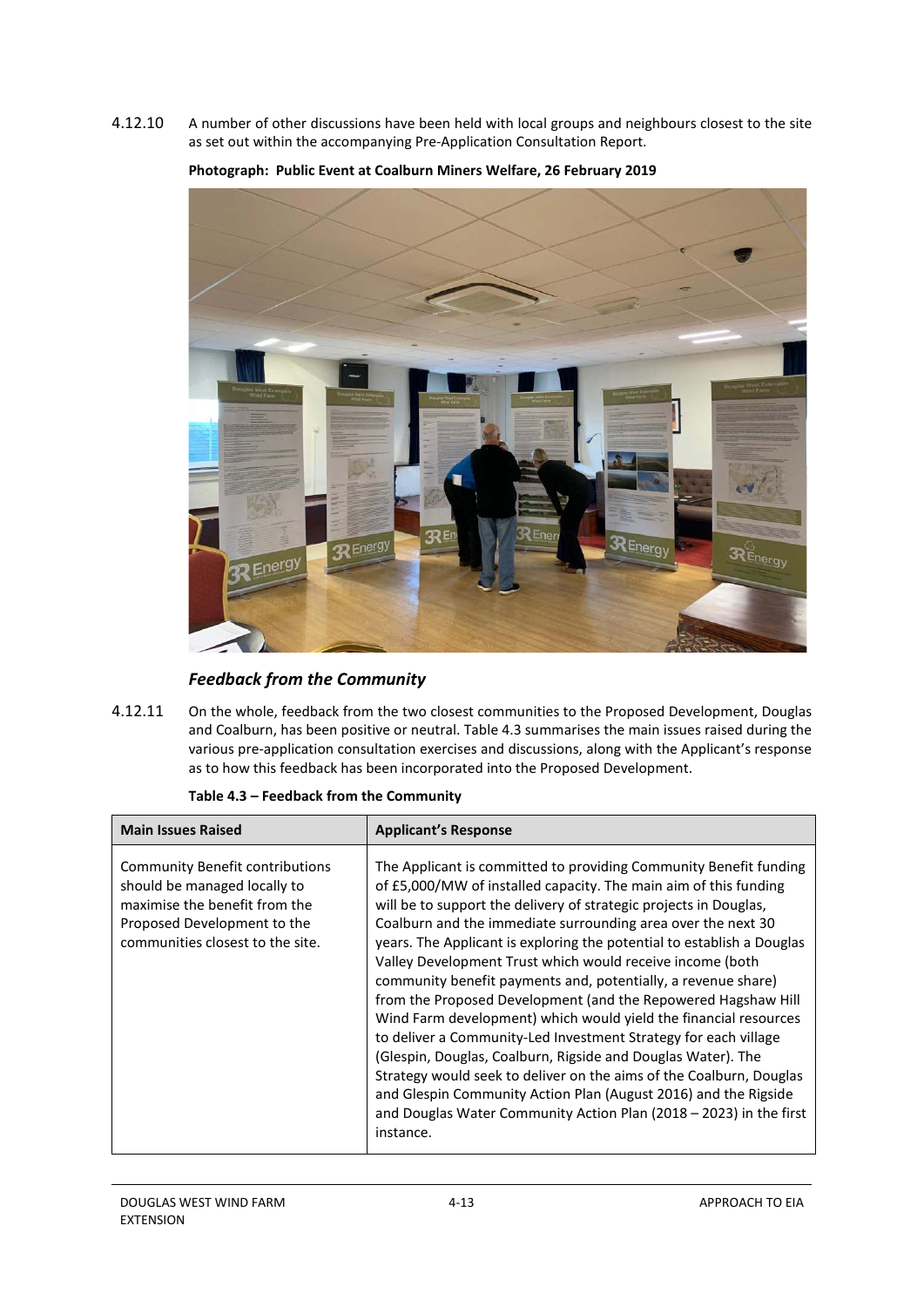4.12.10 A number of other discussions have been held with local groups and neighbours closest to the site as set out within the accompanying Pre-Application Consultation Report.

**Photograph: Public Event at Coalburn Miners Welfare, 26 February 2019**

### *Feedback from the Community*

4.12.11 On the whole, feedback from the two closest communities to the Proposed Development, Douglas and Coalburn, has been positive or neutral. Table 4.3 summarises the main issues raised during the various pre-application consultation exercises and discussions, along with the Applicant's response as to how this feedback has been incorporated into the Proposed Development.

**Table 4.3 – Feedback from the Community**

| Main Issues Raised | Applicant's Response |
|---|---|
| Community Benefit contributions should be managed locally to maximise the benefit from the Proposed Development to the communities closest to the site. | The Applicant is committed to providing Community Benefit funding of £5,000/MW of installed capacity. The main aim of this funding will be to support the delivery of strategic projects in Douglas, Coalburn and the immediate surrounding area over the next 30 years. The Applicant is exploring the potential to establish a Douglas Valley Development Trust which would receive income (both community benefit payments and, potentially, a revenue share) from the Proposed Development (and the Repowered Hagshaw Hill Wind Farm development) which would yield the financial resources to deliver a Community-Led Investment Strategy for each village (Glespin, Douglas, Coalburn, Rigside and Douglas Water). The Strategy would seek to deliver on the aims of the Coalburn, Douglas and Glespin Community Action Plan (August 2016) and the Rigside and Douglas Water Community Action Plan (2018 – 2023) in the first instance. |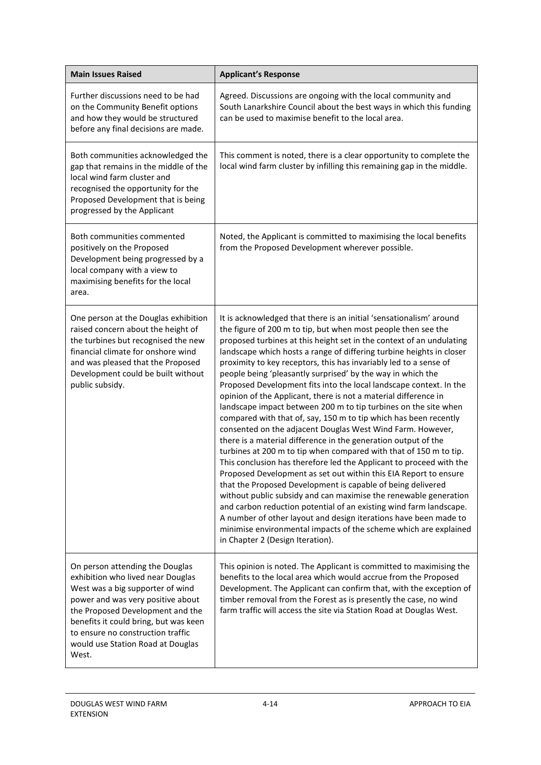| Main Issues Raised | Applicant's Response |
|---|---|
| Further discussions need to be had on the Community Benefit options and how they would be structured before any final decisions are made. | Agreed. Discussions are ongoing with the local community and South Lanarkshire Council about the best ways in which this funding can be used to maximise benefit to the local area. |
| Both communities acknowledged the gap that remains in the middle of the local wind farm cluster and recognised the opportunity for the Proposed Development that is being progressed by the Applicant | This comment is noted, there is a clear opportunity to complete the local wind farm cluster by infilling this remaining gap in the middle. |
| Both communities commented positively on the Proposed Development being progressed by a local company with a view to maximising benefits for the local area. | Noted, the Applicant is committed to maximising the local benefits from the Proposed Development wherever possible. |
| One person at the Douglas exhibition raised concern about the height of the turbines but recognised the new financial climate for onshore wind and was pleased that the Proposed Development could be built without public subsidy. | It is acknowledged that there is an initial 'sensationalism' around the figure of 200 m to tip, but when most people then see the proposed turbines at this height set in the context of an undulating landscape which hosts a range of differing turbine heights in closer proximity to key receptors, this has invariably led to a sense of people being 'pleasantly surprised' by the way in which the Proposed Development fits into the local landscape context. In the opinion of the Applicant, there is not a material difference in landscape impact between 200 m to tip turbines on the site when compared with that of, say, 150 m to tip which has been recently consented on the adjacent Douglas West Wind Farm. However, there is a material difference in the generation output of the turbines at 200 m to tip when compared with that of 150 m to tip. This conclusion has therefore led the Applicant to proceed with the Proposed Development as set out within this EIA Report to ensure that the Proposed Development is capable of being delivered without public subsidy and can maximise the renewable generation and carbon reduction potential of an existing wind farm landscape. A number of other layout and design iterations have been made to minimise environmental impacts of the scheme which are explained in Chapter 2 (Design Iteration). |
| On person attending the Douglas exhibition who lived near Douglas West was a big supporter of wind power and was very positive about the Proposed Development and the benefits it could bring, but was keen to ensure no construction traffic would use Station Road at Douglas West. | This opinion is noted. The Applicant is committed to maximising the benefits to the local area which would accrue from the Proposed Development. The Applicant can confirm that, with the exception of timber removal from the Forest as is presently the case, no wind farm traffic will access the site via Station Road at Douglas West. |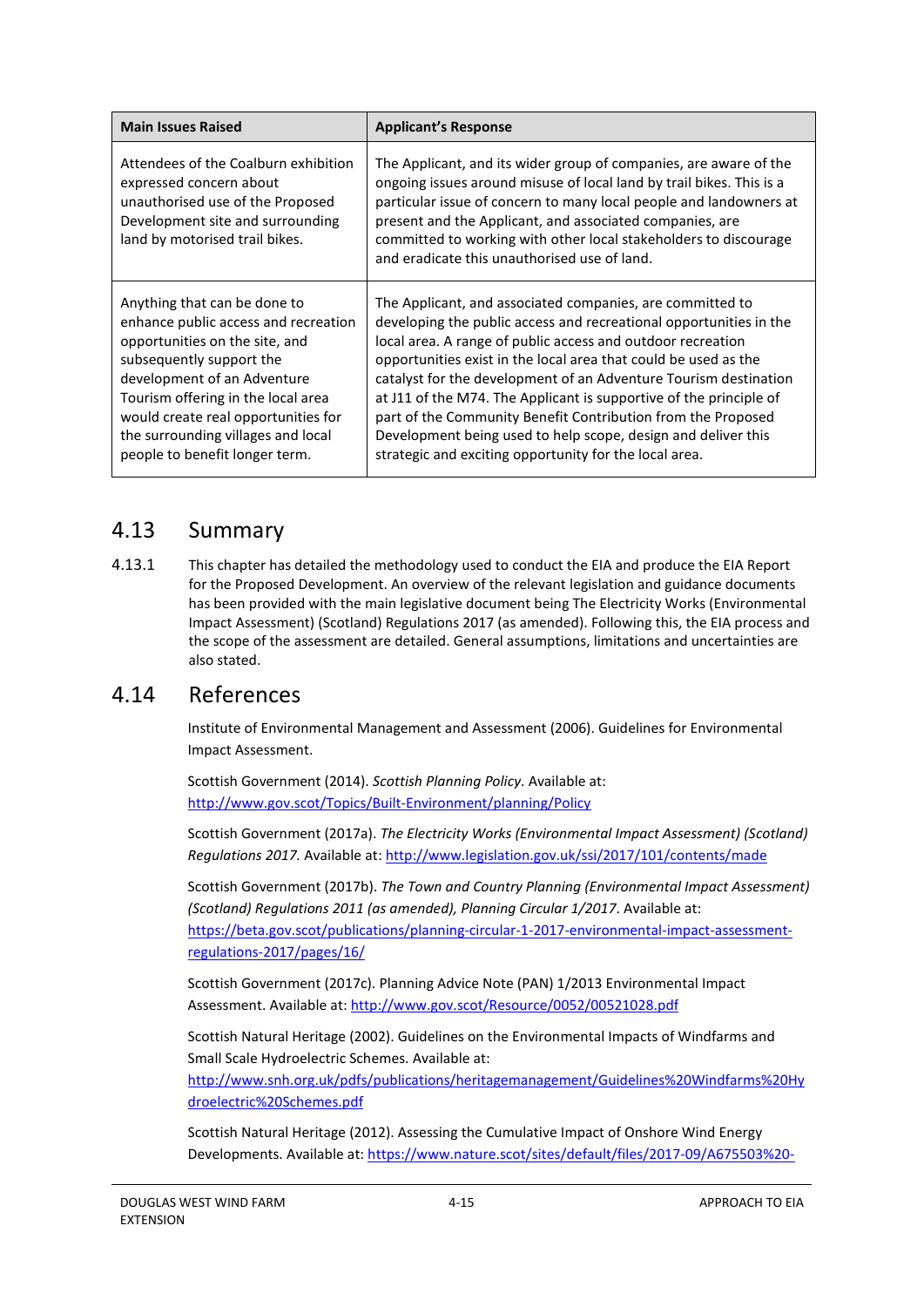| Main Issues Raised | Applicant's Response |
|---|---|
| Attendees of the Coalburn exhibition expressed concern about unauthorised use of the Proposed Development site and surrounding land by motorised trail bikes. | The Applicant, and its wider group of companies, are aware of the ongoing issues around misuse of local land by trail bikes. This is a particular issue of concern to many local people and landowners at present and the Applicant, and associated companies, are committed to working with other local stakeholders to discourage and eradicate this unauthorised use of land. |
| Anything that can be done to enhance public access and recreation opportunities on the site, and subsequently support the development of an Adventure Tourism offering in the local area would create real opportunities for the surrounding villages and local people to benefit longer term. | The Applicant, and associated companies, are committed to developing the public access and recreational opportunities in the local area. A range of public access and outdoor recreation opportunities exist in the local area that could be used as the catalyst for the development of an Adventure Tourism destination at J11 of the M74. The Applicant is supportive of the principle of part of the Community Benefit Contribution from the Proposed Development being used to help scope, design and deliver this strategic and exciting opportunity for the local area. |

## 4.13 Summary

4.13.1 This chapter has detailed the methodology used to conduct the EIA and produce the EIA Report for the Proposed Development. An overview of the relevant legislation and guidance documents has been provided with the main legislative document being The Electricity Works (Environmental Impact Assessment) (Scotland) Regulations 2017 (as amended). Following this, the EIA process and the scope of the assessment are detailed. General assumptions, limitations and uncertainties are also stated.

## 4.14 References

Institute of Environmental Management and Assessment (2006). Guidelines for Environmental Impact Assessment.

Scottish Government (2014). *Scottish Planning Policy*. Available at: http://www.gov.scot/Topics/Built-Environment/planning/Policy

Scottish Government (2017a). *The Electricity Works (Environmental Impact Assessment) (Scotland) Regulations 2017.* Available at: http://www.legislation.gov.uk/ssi/2017/101/contents/made

Scottish Government (2017b). *The Town and Country Planning (Environmental Impact Assessment) (Scotland) Regulations 2011 (as amended), Planning Circular 1/2017*. Available at: https://beta.gov.scot/publications/planning-circular-1-2017-environmental-impact-assessment-regulations-2017/pages/16/

Scottish Government (2017c). Planning Advice Note (PAN) 1/2013 Environmental Impact Assessment. Available at: http://www.gov.scot/Resource/0052/00521028.pdf

Scottish Natural Heritage (2002). Guidelines on the Environmental Impacts of Windfarms and Small Scale Hydroelectric Schemes. Available at: http://www.snh.org.uk/pdfs/publications/heritagemanagement/Guidelines%20Windfarms%20Hydroelectric%20Schemes.pdf

Scottish Natural Heritage (2012). Assessing the Cumulative Impact of Onshore Wind Energy Developments. Available at: https://www.nature.scot/sites/default/files/2017-09/A675503%20-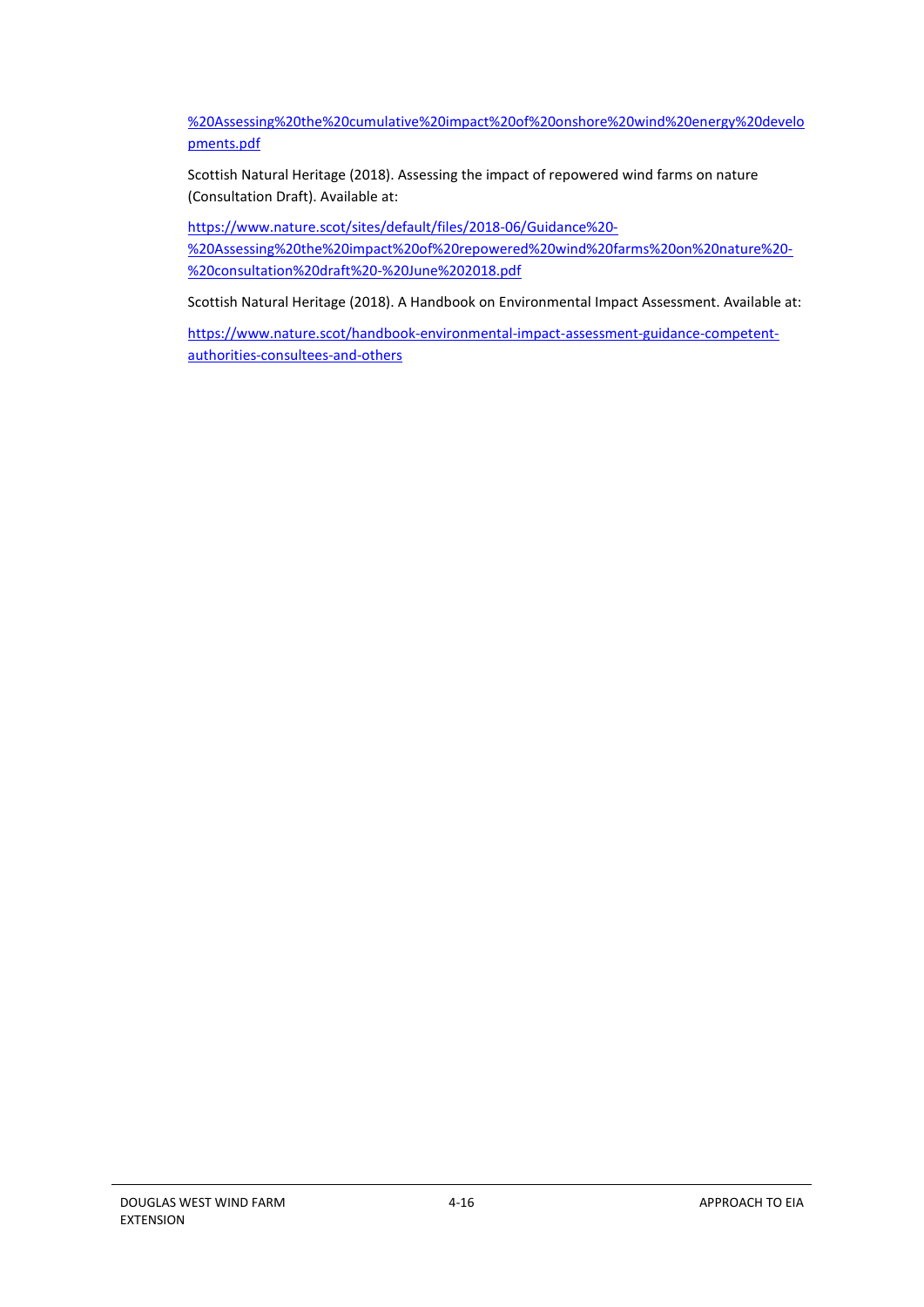[%20Assessing%20the%20cumulative%20impact%20of%20onshore%20wind%20energy%20developments.pdf](%20Assessing%20the%20cumulative%20impact%20of%20onshore%20wind%20energy%20developments.pdf)

Scottish Natural Heritage (2018). Assessing the impact of repowered wind farms on nature (Consultation Draft). Available at:

[https://www.nature.scot/sites/default/files/2018-06/Guidance%20-%20Assessing%20the%20impact%20of%20repowered%20wind%20farms%20on%20nature%20-%20consultation%20draft%20-%20June%202018.pdf](https://www.nature.scot/sites/default/files/2018-06/Guidance%20-%20Assessing%20the%20impact%20of%20repowered%20wind%20farms%20on%20nature%20-%20consultation%20draft%20-%20June%202018.pdf)

Scottish Natural Heritage (2018). A Handbook on Environmental Impact Assessment. Available at:

[https://www.nature.scot/handbook-environmental-impact-assessment-guidance-competent-authorities-consultees-and-others](https://www.nature.scot/handbook-environmental-impact-assessment-guidance-competent-authorities-consultees-and-others)